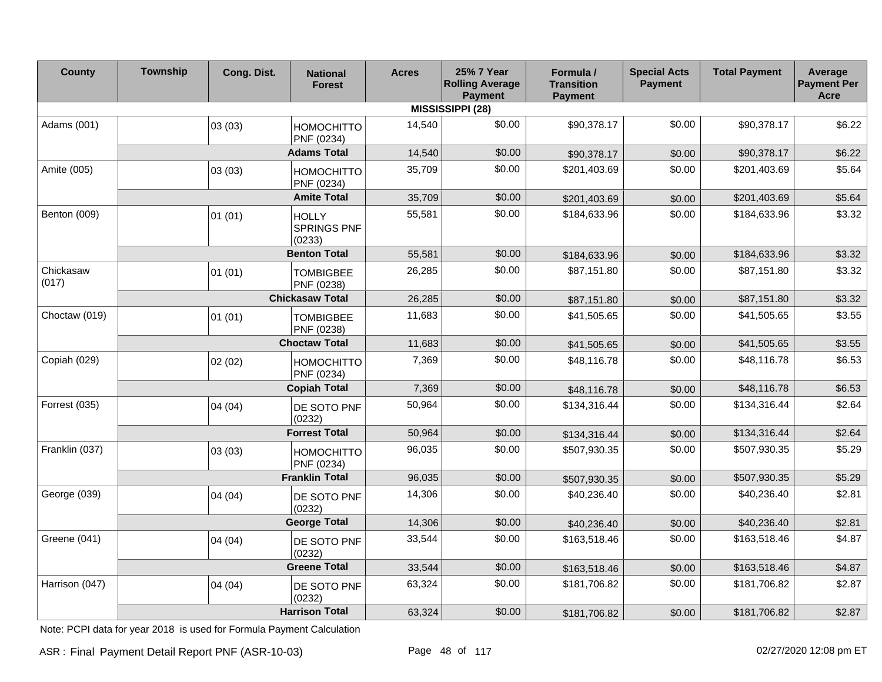| County | Township | Cong. Dist. | National Forest | Acres | 25% 7 Year Rolling Average Payment | Formula / Transition Payment | Special Acts Payment | Total Payment | Average Payment Per Acre |
|---|---|---|---|---|---|---|---|---|---|
| | | | | MISSISSIPPI (28) | | | | | |
| Adams (001) | | 03 (03) | HOMOCHITTO PNF (0234) | 14,540 | $0.00 | $90,378.17 | $0.00 | $90,378.17 | $6.22 |
| | | | Adams Total | 14,540 | $0.00 | $90,378.17 | $0.00 | $90,378.17 | $6.22 |
| Amite (005) | | 03 (03) | HOMOCHITTO PNF (0234) | 35,709 | $0.00 | $201,403.69 | $0.00 | $201,403.69 | $5.64 |
| | | | Amite Total | 35,709 | $0.00 | $201,403.69 | $0.00 | $201,403.69 | $5.64 |
| Benton (009) | | 01 (01) | HOLLY SPRINGS PNF (0233) | 55,581 | $0.00 | $184,633.96 | $0.00 | $184,633.96 | $3.32 |
| | | | Benton Total | 55,581 | $0.00 | $184,633.96 | $0.00 | $184,633.96 | $3.32 |
| Chickasaw (017) | | 01 (01) | TOMBIGBEE PNF (0238) | 26,285 | $0.00 | $87,151.80 | $0.00 | $87,151.80 | $3.32 |
| | | | Chickasaw Total | 26,285 | $0.00 | $87,151.80 | $0.00 | $87,151.80 | $3.32 |
| Choctaw (019) | | 01 (01) | TOMBIGBEE PNF (0238) | 11,683 | $0.00 | $41,505.65 | $0.00 | $41,505.65 | $3.55 |
| | | | Choctaw Total | 11,683 | $0.00 | $41,505.65 | $0.00 | $41,505.65 | $3.55 |
| Copiah (029) | | 02 (02) | HOMOCHITTO PNF (0234) | 7,369 | $0.00 | $48,116.78 | $0.00 | $48,116.78 | $6.53 |
| | | | Copiah Total | 7,369 | $0.00 | $48,116.78 | $0.00 | $48,116.78 | $6.53 |
| Forrest (035) | | 04 (04) | DE SOTO PNF (0232) | 50,964 | $0.00 | $134,316.44 | $0.00 | $134,316.44 | $2.64 |
| | | | Forrest Total | 50,964 | $0.00 | $134,316.44 | $0.00 | $134,316.44 | $2.64 |
| Franklin (037) | | 03 (03) | HOMOCHITTO PNF (0234) | 96,035 | $0.00 | $507,930.35 | $0.00 | $507,930.35 | $5.29 |
| | | | Franklin Total | 96,035 | $0.00 | $507,930.35 | $0.00 | $507,930.35 | $5.29 |
| George (039) | | 04 (04) | DE SOTO PNF (0232) | 14,306 | $0.00 | $40,236.40 | $0.00 | $40,236.40 | $2.81 |
| | | | George Total | 14,306 | $0.00 | $40,236.40 | $0.00 | $40,236.40 | $2.81 |
| Greene (041) | | 04 (04) | DE SOTO PNF (0232) | 33,544 | $0.00 | $163,518.46 | $0.00 | $163,518.46 | $4.87 |
| | | | Greene Total | 33,544 | $0.00 | $163,518.46 | $0.00 | $163,518.46 | $4.87 |
| Harrison (047) | | 04 (04) | DE SOTO PNF (0232) | 63,324 | $0.00 | $181,706.82 | $0.00 | $181,706.82 | $2.87 |
| | | | Harrison Total | 63,324 | $0.00 | $181,706.82 | $0.00 | $181,706.82 | $2.87 |

Note: PCPI data for year 2018 is used for Formula Payment Calculation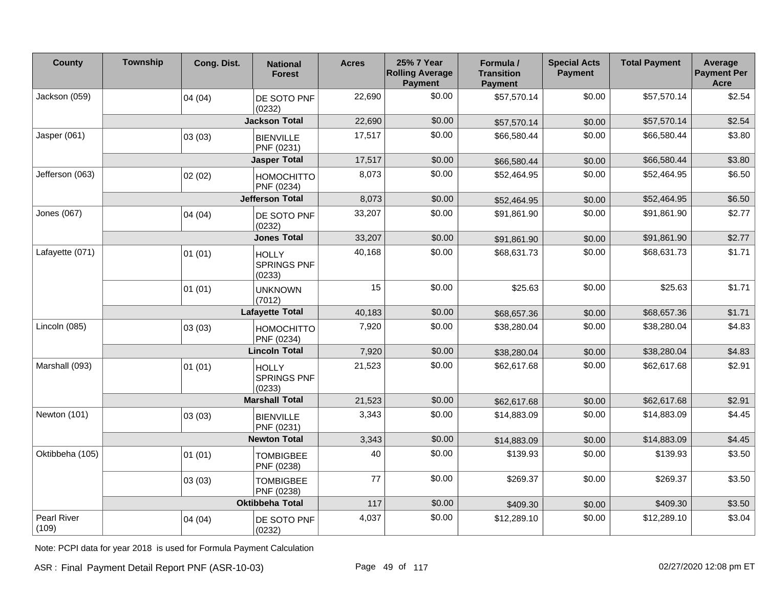| County | Township | Cong. Dist. | National Forest | Acres | 25% 7 Year Rolling Average Payment | Formula / Transition Payment | Special Acts Payment | Total Payment | Average Payment Per Acre |
|---|---|---|---|---|---|---|---|---|---|
| Jackson (059) | | 04 (04) | DE SOTO PNF (0232) | 22,690 | $0.00 | $57,570.14 | $0.00 | $57,570.14 | $2.54 |
| | | | **Jackson Total** | 22,690 | $0.00 | $57,570.14 | $0.00 | $57,570.14 | $2.54 |
| Jasper (061) | | 03 (03) | BIENVILLE PNF (0231) | 17,517 | $0.00 | $66,580.44 | $0.00 | $66,580.44 | $3.80 |
| | | | **Jasper Total** | 17,517 | $0.00 | $66,580.44 | $0.00 | $66,580.44 | $3.80 |
| Jefferson (063) | | 02 (02) | HOMOCHITTO PNF (0234) | 8,073 | $0.00 | $52,464.95 | $0.00 | $52,464.95 | $6.50 |
| | | | **Jefferson Total** | 8,073 | $0.00 | $52,464.95 | $0.00 | $52,464.95 | $6.50 |
| Jones (067) | | 04 (04) | DE SOTO PNF (0232) | 33,207 | $0.00 | $91,861.90 | $0.00 | $91,861.90 | $2.77 |
| | | | **Jones Total** | 33,207 | $0.00 | $91,861.90 | $0.00 | $91,861.90 | $2.77 |
| Lafayette (071) | | 01 (01) | HOLLY SPRINGS PNF (0233) | 40,168 | $0.00 | $68,631.73 | $0.00 | $68,631.73 | $1.71 |
| | | 01 (01) | UNKNOWN (7012) | 15 | $0.00 | $25.63 | $0.00 | $25.63 | $1.71 |
| | | | **Lafayette Total** | 40,183 | $0.00 | $68,657.36 | $0.00 | $68,657.36 | $1.71 |
| Lincoln (085) | | 03 (03) | HOMOCHITTO PNF (0234) | 7,920 | $0.00 | $38,280.04 | $0.00 | $38,280.04 | $4.83 |
| | | | **Lincoln Total** | 7,920 | $0.00 | $38,280.04 | $0.00 | $38,280.04 | $4.83 |
| Marshall (093) | | 01 (01) | HOLLY SPRINGS PNF (0233) | 21,523 | $0.00 | $62,617.68 | $0.00 | $62,617.68 | $2.91 |
| | | | **Marshall Total** | 21,523 | $0.00 | $62,617.68 | $0.00 | $62,617.68 | $2.91 |
| Newton (101) | | 03 (03) | BIENVILLE PNF (0231) | 3,343 | $0.00 | $14,883.09 | $0.00 | $14,883.09 | $4.45 |
| | | | **Newton Total** | 3,343 | $0.00 | $14,883.09 | $0.00 | $14,883.09 | $4.45 |
| Oktibbeha (105) | | 01 (01) | TOMBIGBEE PNF (0238) | 40 | $0.00 | $139.93 | $0.00 | $139.93 | $3.50 |
| | | 03 (03) | TOMBIGBEE PNF (0238) | 77 | $0.00 | $269.37 | $0.00 | $269.37 | $3.50 |
| | | | **Oktibbeha Total** | 117 | $0.00 | $409.30 | $0.00 | $409.30 | $3.50 |
| Pearl River (109) | | 04 (04) | DE SOTO PNF (0232) | 4,037 | $0.00 | $12,289.10 | $0.00 | $12,289.10 | $3.04 |

Note: PCPI data for year 2018 is used for Formula Payment Calculation

ASR : Final Payment Detail Report PNF (ASR-10-03)

02/27/2020 12:08 pm ET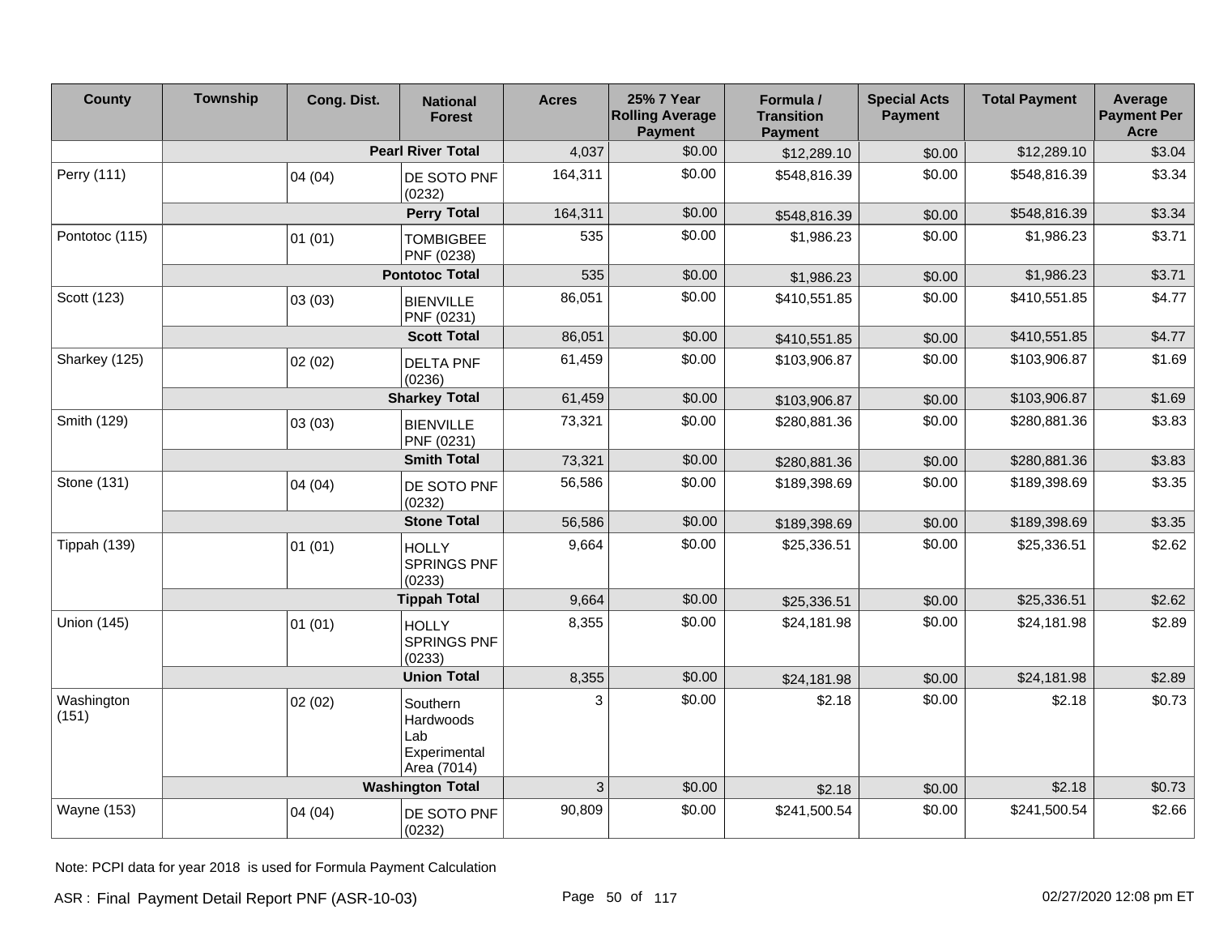| County | Township | Cong. Dist. | National Forest | Acres | 25% 7 Year Rolling Average Payment | Formula / Transition Payment | Special Acts Payment | Total Payment | Average Payment Per Acre |
|---|---|---|---|---|---|---|---|---|---|
| | | | **Pearl River Total** | 4,037 | $0.00 | $12,289.10 | $0.00 | $12,289.10 | $3.04 |
| Perry (111) | | 04 (04) | DE SOTO PNF (0232) | 164,311 | $0.00 | $548,816.39 | $0.00 | $548,816.39 | $3.34 |
| | | | **Perry Total** | 164,311 | $0.00 | $548,816.39 | $0.00 | $548,816.39 | $3.34 |
| Pontotoc (115) | | 01 (01) | TOMBIGBEE PNF (0238) | 535 | $0.00 | $1,986.23 | $0.00 | $1,986.23 | $3.71 |
| | | | **Pontotoc Total** | 535 | $0.00 | $1,986.23 | $0.00 | $1,986.23 | $3.71 |
| Scott (123) | | 03 (03) | BIENVILLE PNF (0231) | 86,051 | $0.00 | $410,551.85 | $0.00 | $410,551.85 | $4.77 |
| | | | **Scott Total** | 86,051 | $0.00 | $410,551.85 | $0.00 | $410,551.85 | $4.77 |
| Sharkey (125) | | 02 (02) | DELTA PNF (0236) | 61,459 | $0.00 | $103,906.87 | $0.00 | $103,906.87 | $1.69 |
| | | | **Sharkey Total** | 61,459 | $0.00 | $103,906.87 | $0.00 | $103,906.87 | $1.69 |
| Smith (129) | | 03 (03) | BIENVILLE PNF (0231) | 73,321 | $0.00 | $280,881.36 | $0.00 | $280,881.36 | $3.83 |
| | | | **Smith Total** | 73,321 | $0.00 | $280,881.36 | $0.00 | $280,881.36 | $3.83 |
| Stone (131) | | 04 (04) | DE SOTO PNF (0232) | 56,586 | $0.00 | $189,398.69 | $0.00 | $189,398.69 | $3.35 |
| | | | **Stone Total** | 56,586 | $0.00 | $189,398.69 | $0.00 | $189,398.69 | $3.35 |
| Tippah (139) | | 01 (01) | HOLLY SPRINGS PNF (0233) | 9,664 | $0.00 | $25,336.51 | $0.00 | $25,336.51 | $2.62 |
| | | | **Tippah Total** | 9,664 | $0.00 | $25,336.51 | $0.00 | $25,336.51 | $2.62 |
| Union (145) | | 01 (01) | HOLLY SPRINGS PNF (0233) | 8,355 | $0.00 | $24,181.98 | $0.00 | $24,181.98 | $2.89 |
| | | | **Union Total** | 8,355 | $0.00 | $24,181.98 | $0.00 | $24,181.98 | $2.89 |
| Washington (151) | | 02 (02) | Southern Hardwoods Lab Experimental Area (7014) | 3 | $0.00 | $2.18 | $0.00 | $2.18 | $0.73 |
| | | | **Washington Total** | 3 | $0.00 | $2.18 | $0.00 | $2.18 | $0.73 |
| Wayne (153) | | 04 (04) | DE SOTO PNF (0232) | 90,809 | $0.00 | $241,500.54 | $0.00 | $241,500.54 | $2.66 |

Note: PCPI data for year 2018 is used for Formula Payment Calculation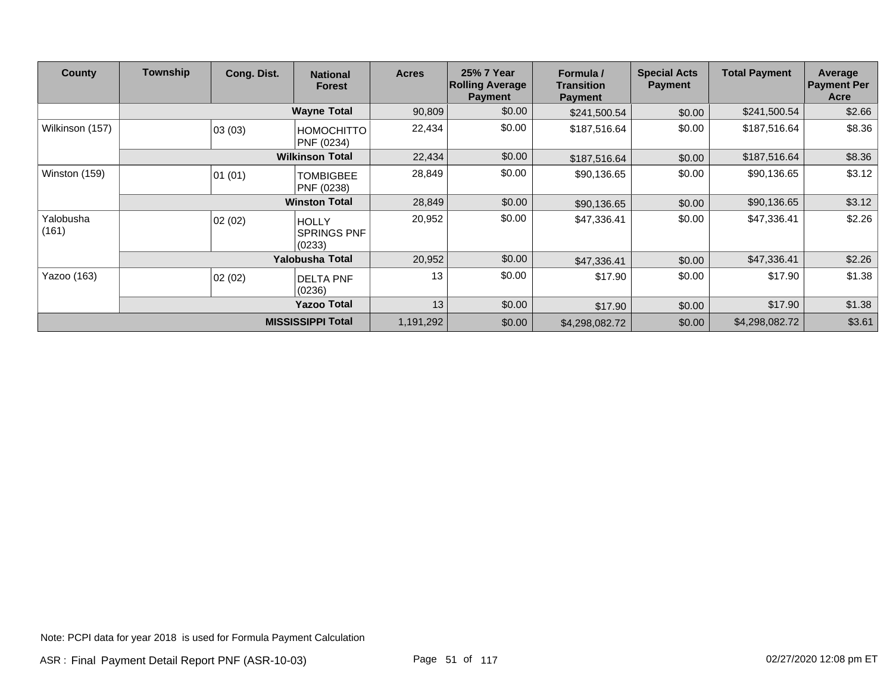| County | Township | Cong. Dist. | National Forest | Acres | 25% 7 Year Rolling Average Payment | Formula / Transition Payment | Special Acts Payment | Total Payment | Average Payment Per Acre |
|---|---|---|---|---|---|---|---|---|---|
| | | | Wayne Total | 90,809 | $0.00 | $241,500.54 | $0.00 | $241,500.54 | $2.66 |
| Wilkinson (157) | | 03 (03) | HOMOCHITTO PNF (0234) | 22,434 | $0.00 | $187,516.64 | $0.00 | $187,516.64 | $8.36 |
| | | | Wilkinson Total | 22,434 | $0.00 | $187,516.64 | $0.00 | $187,516.64 | $8.36 |
| Winston (159) | | 01 (01) | TOMBIGBEE PNF (0238) | 28,849 | $0.00 | $90,136.65 | $0.00 | $90,136.65 | $3.12 |
| | | | Winston Total | 28,849 | $0.00 | $90,136.65 | $0.00 | $90,136.65 | $3.12 |
| Yalobusha (161) | | 02 (02) | HOLLY SPRINGS PNF (0233) | 20,952 | $0.00 | $47,336.41 | $0.00 | $47,336.41 | $2.26 |
| | | | Yalobusha Total | 20,952 | $0.00 | $47,336.41 | $0.00 | $47,336.41 | $2.26 |
| Yazoo (163) | | 02 (02) | DELTA PNF (0236) | 13 | $0.00 | $17.90 | $0.00 | $17.90 | $1.38 |
| | | | Yazoo Total | 13 | $0.00 | $17.90 | $0.00 | $17.90 | $1.38 |
| | | | MISSISSIPPI Total | 1,191,292 | $0.00 | $4,298,082.72 | $0.00 | $4,298,082.72 | $3.61 |

Note: PCPI data for year 2018 is used for Formula Payment Calculation

ASR : Final Payment Detail Report PNF (ASR-10-03)

02/27/2020 12:08 pm ET